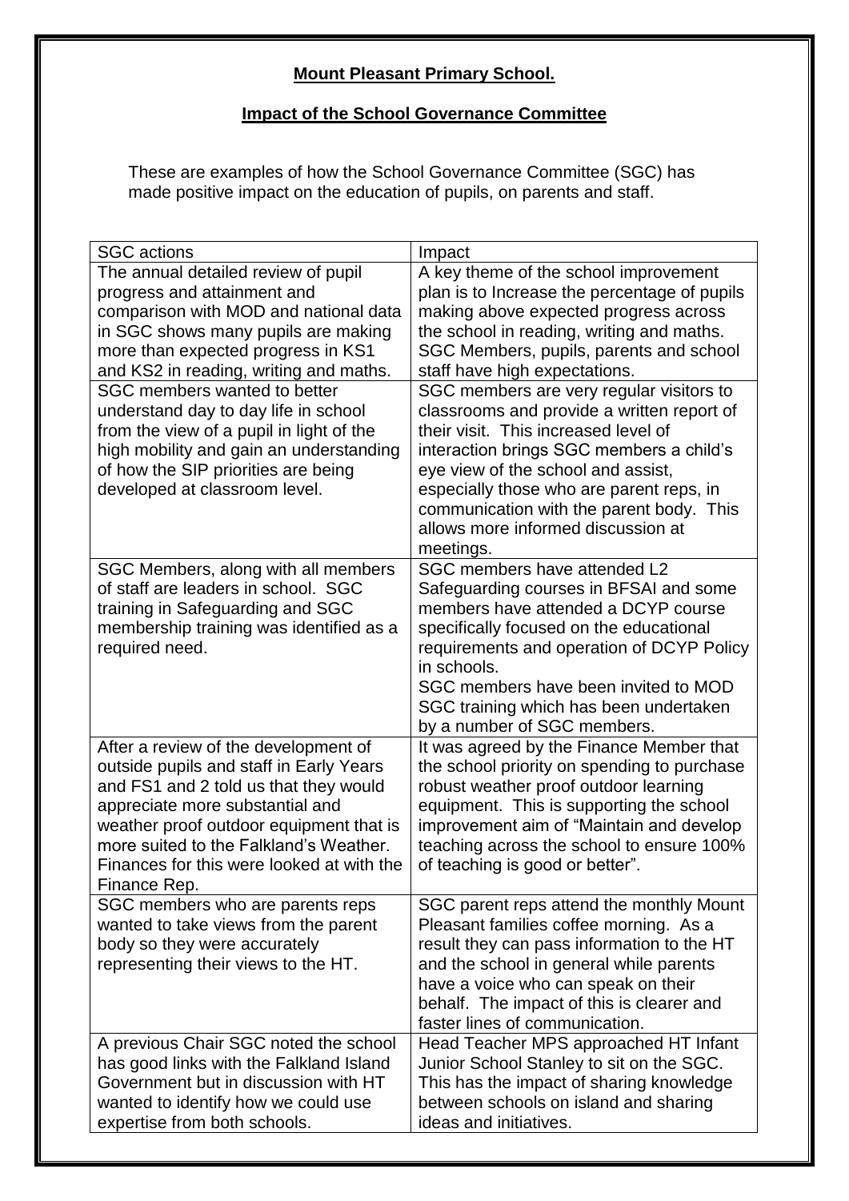**Mount Pleasant Primary School.**

**Impact of the School Governance Committee**

These are examples of how the School Governance Committee (SGC) has made positive impact on the education of pupils, on parents and staff.

| SGC actions | Impact |
|---|---|
| The annual detailed review of pupil progress and attainment and comparison with MOD and national data in SGC shows many pupils are making more than expected progress in KS1 and KS2 in reading, writing and maths. | A key theme of the school improvement plan is to Increase the percentage of pupils making above expected progress across the school in reading, writing and maths. SGC Members, pupils, parents and school staff have high expectations. |
| SGC members wanted to better understand day to day life in school from the view of a pupil in light of the high mobility and gain an understanding of how the SIP priorities are being developed at classroom level. | SGC members are very regular visitors to classrooms and provide a written report of their visit. This increased level of interaction brings SGC members a child's eye view of the school and assist, especially those who are parent reps, in communication with the parent body. This allows more informed discussion at meetings. |
| SGC Members, along with all members of staff are leaders in school. SGC training in Safeguarding and SGC membership training was identified as a required need. | SGC members have attended L2 Safeguarding courses in BFSAI and some members have attended a DCYP course specifically focused on the educational requirements and operation of DCYP Policy in schools.<br>SGC members have been invited to MOD SGC training which has been undertaken by a number of SGC members. |
| After a review of the development of outside pupils and staff in Early Years and FS1 and 2 told us that they would appreciate more substantial and weather proof outdoor equipment that is more suited to the Falkland's Weather. Finances for this were looked at with the Finance Rep. | It was agreed by the Finance Member that the school priority on spending to purchase robust weather proof outdoor learning equipment. This is supporting the school improvement aim of "Maintain and develop teaching across the school to ensure 100% of teaching is good or better". |
| SGC members who are parents reps wanted to take views from the parent body so they were accurately representing their views to the HT. | SGC parent reps attend the monthly Mount Pleasant families coffee morning. As a result they can pass information to the HT and the school in general while parents have a voice who can speak on their behalf. The impact of this is clearer and faster lines of communication. |
| A previous Chair SGC noted the school has good links with the Falkland Island Government but in discussion with HT wanted to identify how we could use expertise from both schools. | Head Teacher MPS approached HT Infant Junior School Stanley to sit on the SGC. This has the impact of sharing knowledge between schools on island and sharing ideas and initiatives. |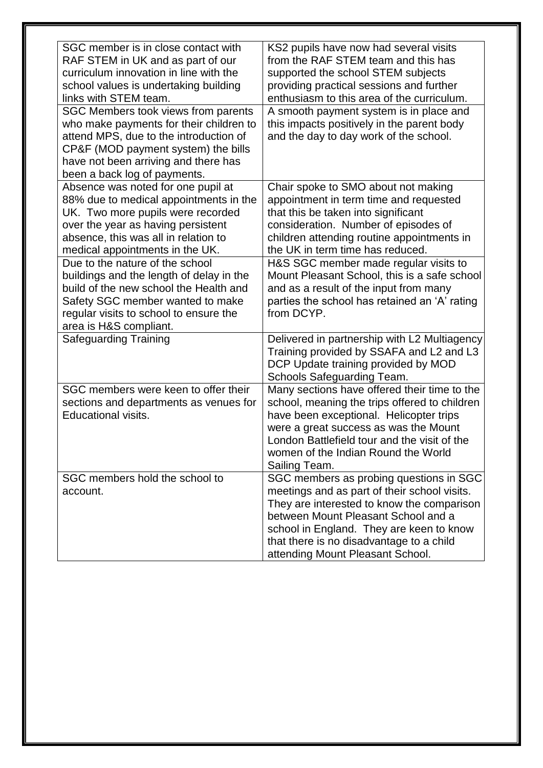| | |
|---|---|
| SGC member is in close contact with RAF STEM in UK and as part of our curriculum innovation in line with the school values is undertaking building links with STEM team. | KS2 pupils have now had several visits from the RAF STEM team and this has supported the school STEM subjects providing practical sessions and further enthusiasm to this area of the curriculum. |
| SGC Members took views from parents who make payments for their children to attend MPS, due to the introduction of CP&F (MOD payment system) the bills have not been arriving and there has been a back log of payments. | A smooth payment system is in place and this impacts positively in the parent body and the day to day work of the school. |
| Absence was noted for one pupil at 88% due to medical appointments in the UK. Two more pupils were recorded over the year as having persistent absence, this was all in relation to medical appointments in the UK. | Chair spoke to SMO about not making appointment in term time and requested that this be taken into significant consideration. Number of episodes of children attending routine appointments in the UK in term time has reduced. |
| Due to the nature of the school buildings and the length of delay in the build of the new school the Health and Safety SGC member wanted to make regular visits to school to ensure the area is H&S compliant. | H&S SGC member made regular visits to Mount Pleasant School, this is a safe school and as a result of the input from many parties the school has retained an 'A' rating from DCYP. |
| Safeguarding Training | Delivered in partnership with L2 Multiagency Training provided by SSAFA and L2 and L3 DCP Update training provided by MOD Schools Safeguarding Team. |
| SGC members were keen to offer their sections and departments as venues for Educational visits. | Many sections have offered their time to the school, meaning the trips offered to children have been exceptional. Helicopter trips were a great success as was the Mount London Battlefield tour and the visit of the women of the Indian Round the World Sailing Team. |
| SGC members hold the school to account. | SGC members as probing questions in SGC meetings and as part of their school visits. They are interested to know the comparison between Mount Pleasant School and a school in England. They are keen to know that there is no disadvantage to a child attending Mount Pleasant School. |